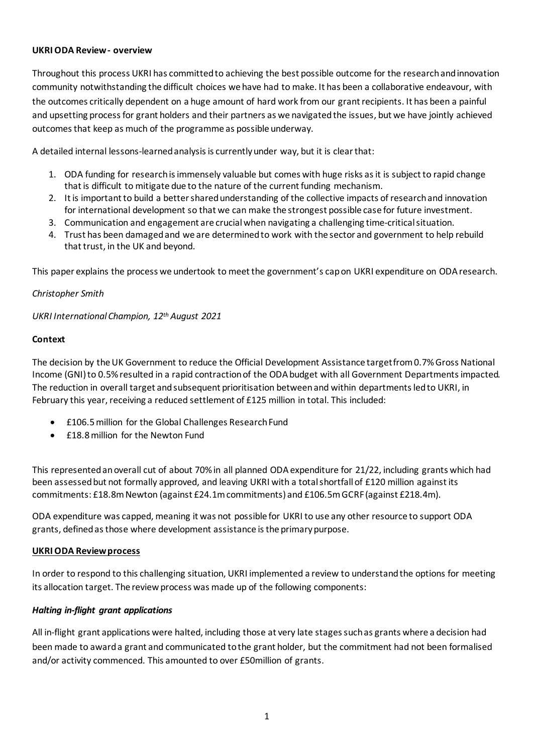**UKRI ODA Review - overview**

Throughout this process UKRI has committed to achieving the best possible outcome for the research and innovation community notwithstanding the difficult choices we have had to make. It has been a collaborative endeavour, with the outcomes critically dependent on a huge amount of hard work from our grant recipients. It has been a painful and upsetting process for grant holders and their partners as we navigated the issues, but we have jointly achieved outcomes that keep as much of the programme as possible underway.

A detailed internal lessons-learned analysis is currently under way, but it is clear that:

1. ODA funding for research is immensely valuable but comes with huge risks as it is subject to rapid change that is difficult to mitigate due to the nature of the current funding mechanism.
2. It is important to build a better shared understanding of the collective impacts of research and innovation for international development so that we can make the strongest possible case for future investment.
3. Communication and engagement are crucial when navigating a challenging time-critical situation.
4. Trust has been damaged and we are determined to work with the sector and government to help rebuild that trust, in the UK and beyond.

This paper explains the process we undertook to meet the government's cap on UKRI expenditure on ODA research.

*Christopher Smith*

*UKRI International Champion, 12th August 2021*

**Context**

The decision by the UK Government to reduce the Official Development Assistance target from 0.7% Gross National Income (GNI) to 0.5% resulted in a rapid contraction of the ODA budget with all Government Departments impacted. The reduction in overall target and subsequent prioritisation between and within departments led to UKRI, in February this year, receiving a reduced settlement of £125 million in total. This included:

- £106.5 million for the Global Challenges Research Fund
- £18.8 million for the Newton Fund

This represented an overall cut of about 70% in all planned ODA expenditure for 21/22, including grants which had been assessed but not formally approved, and leaving UKRI with a total shortfall of £120 million against its commitments: £18.8m Newton (against £24.1m commitments) and £106.5m GCRF (against £218.4m).

ODA expenditure was capped, meaning it was not possible for UKRI to use any other resource to support ODA grants, defined as those where development assistance is the primary purpose.

**UKRI ODA Review process**

In order to respond to this challenging situation, UKRI implemented a review to understand the options for meeting its allocation target. The review process was made up of the following components:

***Halting in-flight grant applications***

All in-flight grant applications were halted, including those at very late stages such as grants where a decision had been made to award a grant and communicated to the grant holder, but the commitment had not been formalised and/or activity commenced. This amounted to over £50million of grants.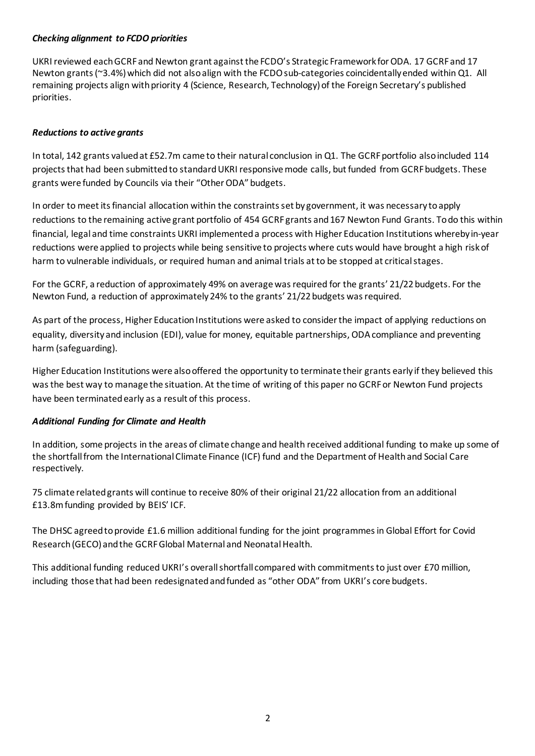### *Checking alignment to FCDO priorities*

UKRI reviewed each GCRF and Newton grant against the FCDO's Strategic Framework for ODA. 17 GCRF and 17 Newton grants (~3.4%) which did not also align with the FCDO sub-categories coincidentally ended within Q1. All remaining projects align with priority 4 (Science, Research, Technology) of the Foreign Secretary's published priorities.

### *Reductions to active grants*

In total, 142 grants valued at £52.7m came to their natural conclusion in Q1. The GCRF portfolio also included 114 projects that had been submitted to standard UKRI responsive mode calls, but funded from GCRF budgets. These grants were funded by Councils via their "Other ODA" budgets.

In order to meet its financial allocation within the constraints set by government, it was necessary to apply reductions to the remaining active grant portfolio of 454 GCRF grants and 167 Newton Fund Grants. To do this within financial, legal and time constraints UKRI implemented a process with Higher Education Institutions whereby in-year reductions were applied to projects while being sensitive to projects where cuts would have brought a high risk of harm to vulnerable individuals, or required human and animal trials at to be stopped at critical stages.

For the GCRF, a reduction of approximately 49% on average was required for the grants' 21/22 budgets. For the Newton Fund, a reduction of approximately 24% to the grants' 21/22 budgets was required.

As part of the process, Higher Education Institutions were asked to consider the impact of applying reductions on equality, diversity and inclusion (EDI), value for money, equitable partnerships, ODA compliance and preventing harm (safeguarding).

Higher Education Institutions were also offered the opportunity to terminate their grants early if they believed this was the best way to manage the situation. At the time of writing of this paper no GCRF or Newton Fund projects have been terminated early as a result of this process.

### *Additional Funding for Climate and Health*

In addition, some projects in the areas of climate change and health received additional funding to make up some of the shortfall from the International Climate Finance (ICF) fund and the Department of Health and Social Care respectively.

75 climate related grants will continue to receive 80% of their original 21/22 allocation from an additional £13.8m funding provided by BEIS' ICF.

The DHSC agreed to provide £1.6 million additional funding for the joint programmes in Global Effort for Covid Research (GECO) and the GCRF Global Maternal and Neonatal Health.

This additional funding reduced UKRI's overall shortfall compared with commitments to just over £70 million, including those that had been redesignated and funded as "other ODA" from UKRI's core budgets.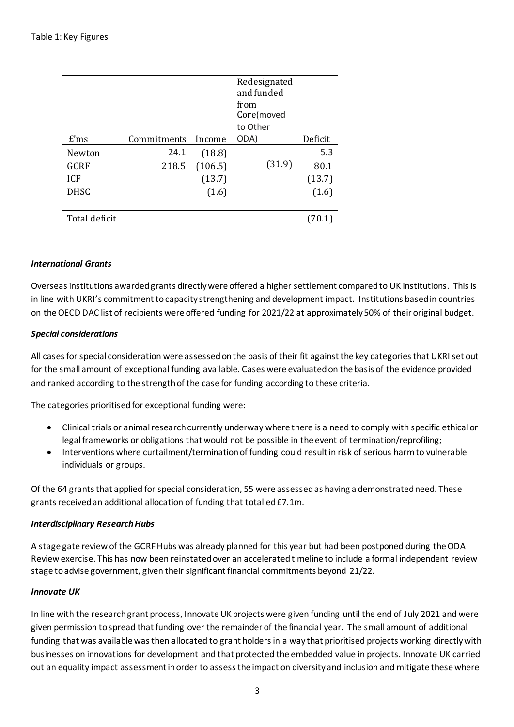Table 1: Key Figures

| £'ms | Commitments | Income | Redesignated and funded from Core(moved to Other ODA) | Deficit |
|---|---|---|---|---|
| Newton | 24.1 | (18.8) | | 5.3 |
| GCRF | 218.5 | (106.5) | (31.9) | 80.1 |
| ICF | | (13.7) | | (13.7) |
| DHSC | | (1.6) | | (1.6) |
| Total deficit | | | | (70.1) |

***International Grants***

Overseas institutions awarded grants directly were offered a higher settlement compared to UK institutions. This is in line with UKRI's commitment to capacity strengthening and development impact. Institutions based in countries on the OECD DAC list of recipients were offered funding for 2021/22 at approximately 50% of their original budget.

***Special considerations***

All cases for special consideration were assessed on the basis of their fit against the key categories that UKRI set out for the small amount of exceptional funding available. Cases were evaluated on the basis of the evidence provided and ranked according to the strength of the case for funding according to these criteria.

The categories prioritised for exceptional funding were:

- Clinical trials or animal research currently underway where there is a need to comply with specific ethical or legal frameworks or obligations that would not be possible in the event of termination/reprofiling;
- Interventions where curtailment/termination of funding could result in risk of serious harm to vulnerable individuals or groups.

Of the 64 grants that applied for special consideration, 55 were assessed as having a demonstrated need. These grants received an additional allocation of funding that totalled £7.1m.

***Interdisciplinary Research Hubs***

A stage gate review of the GCRF Hubs was already planned for this year but had been postponed during the ODA Review exercise. This has now been reinstated over an accelerated timeline to include a formal independent review stage to advise government, given their significant financial commitments beyond 21/22.

***Innovate UK***

In line with the research grant process, Innovate UK projects were given funding until the end of July 2021 and were given permission to spread that funding over the remainder of the financial year. The small amount of additional funding that was available was then allocated to grant holders in a way that prioritised projects working directly with businesses on innovations for development and that protected the embedded value in projects. Innovate UK carried out an equality impact assessment in order to assess the impact on diversity and inclusion and mitigate these where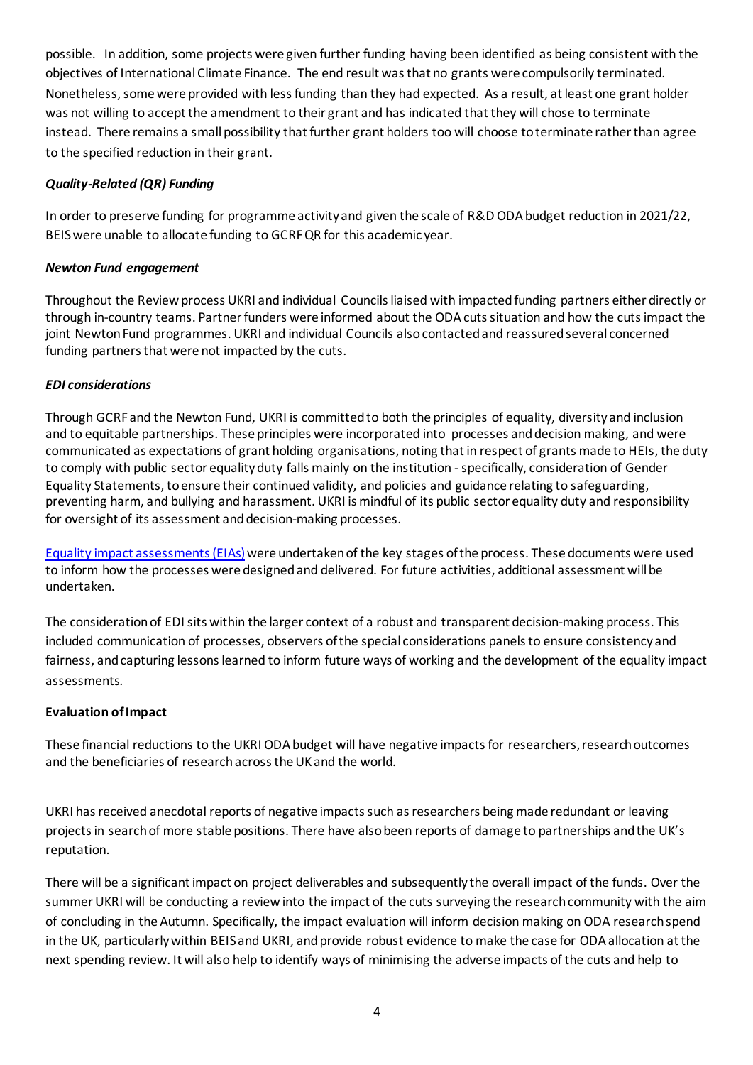possible. In addition, some projects were given further funding having been identified as being consistent with the objectives of International Climate Finance. The end result was that no grants were compulsorily terminated. Nonetheless, some were provided with less funding than they had expected. As a result, at least one grant holder was not willing to accept the amendment to their grant and has indicated that they will chose to terminate instead. There remains a small possibility that further grant holders too will choose to terminate rather than agree to the specified reduction in their grant.

***Quality-Related (QR) Funding***

In order to preserve funding for programme activity and given the scale of R&D ODA budget reduction in 2021/22, BEIS were unable to allocate funding to GCRF QR for this academic year.

***Newton Fund engagement***

Throughout the Review process UKRI and individual Councils liaised with impacted funding partners either directly or through in-country teams. Partner funders were informed about the ODA cuts situation and how the cuts impact the joint Newton Fund programmes. UKRI and individual Councils also contacted and reassured several concerned funding partners that were not impacted by the cuts.

***EDI considerations***

Through GCRF and the Newton Fund, UKRI is committed to both the principles of equality, diversity and inclusion and to equitable partnerships. These principles were incorporated into processes and decision making, and were communicated as expectations of grant holding organisations, noting that in respect of grants made to HEIs, the duty to comply with public sector equality duty falls mainly on the institution - specifically, consideration of Gender Equality Statements, to ensure their continued validity, and policies and guidance relating to safeguarding, preventing harm, and bullying and harassment. UKRI is mindful of its public sector equality duty and responsibility for oversight of its assessment and decision-making processes.

Equality impact assessments (EIAs) were undertaken of the key stages of the process. These documents were used to inform how the processes were designed and delivered. For future activities, additional assessment will be undertaken.

The consideration of EDI sits within the larger context of a robust and transparent decision-making process. This included communication of processes, observers of the special considerations panels to ensure consistency and fairness, and capturing lessons learned to inform future ways of working and the development of the equality impact assessments.

**Evaluation of Impact**

These financial reductions to the UKRI ODA budget will have negative impacts for researchers, research outcomes and the beneficiaries of research across the UK and the world.

UKRI has received anecdotal reports of negative impacts such as researchers being made redundant or leaving projects in search of more stable positions. There have also been reports of damage to partnerships and the UK's reputation.

There will be a significant impact on project deliverables and subsequently the overall impact of the funds. Over the summer UKRI will be conducting a review into the impact of the cuts surveying the research community with the aim of concluding in the Autumn. Specifically, the impact evaluation will inform decision making on ODA research spend in the UK, particularly within BEIS and UKRI, and provide robust evidence to make the case for ODA allocation at the next spending review. It will also help to identify ways of minimising the adverse impacts of the cuts and help to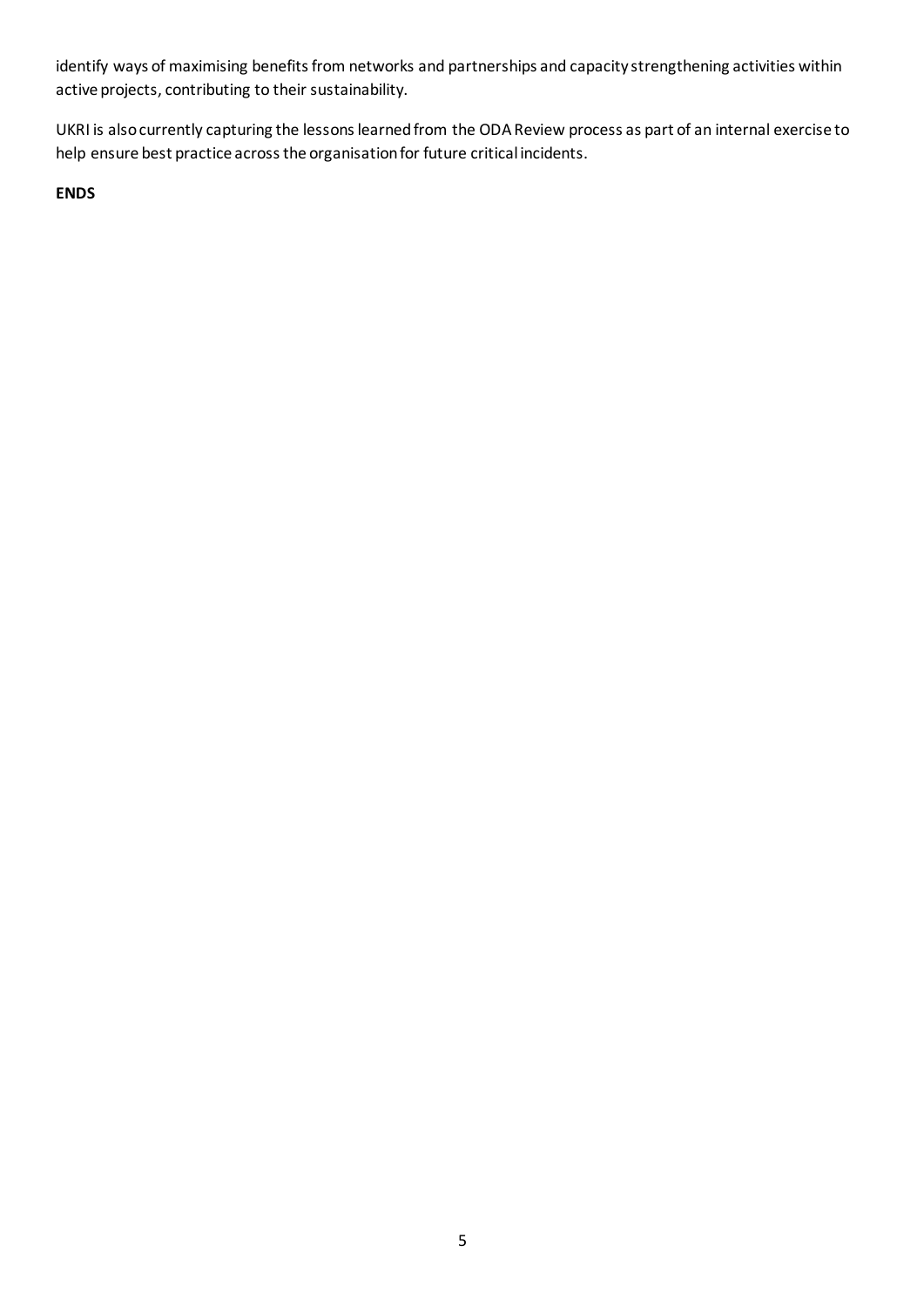identify ways of maximising benefits from networks and partnerships and capacity strengthening activities within active projects, contributing to their sustainability.

UKRI is also currently capturing the lessons learned from the ODA Review process as part of an internal exercise to help ensure best practice across the organisation for future critical incidents.

**ENDS**